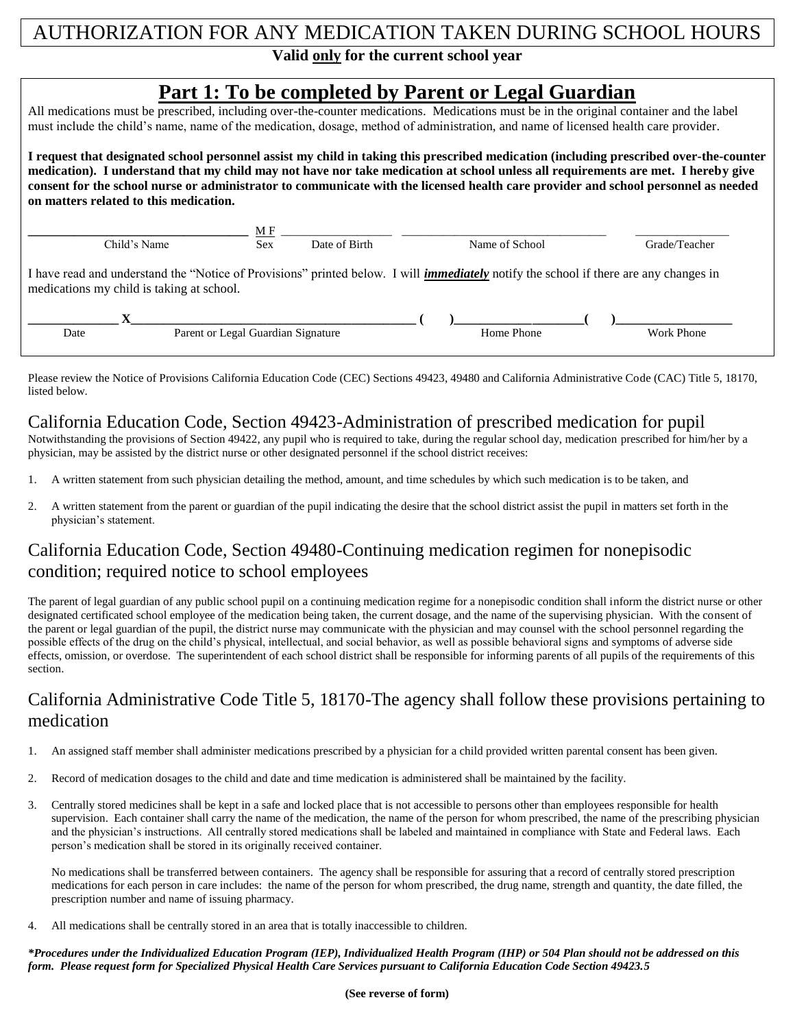# AUTHORIZATION FOR ANY MEDICATION TAKEN DURING SCHOOL HOURS

**Valid only for the current school year**

## Part 1: To be completed by Parent or Legal Guardian

All medications must be prescribed, including over-the-counter medications. Medications must be in the original container and the label must include the child's name, name of the medication, dosage, method of administration, and name of licensed health care provider.

**I request that designated school personnel assist my child in taking this prescribed medication (including prescribed over-the-counter medication). I understand that my child may not have nor take medication at school unless all requirements are met. I hereby give consent for the school nurse or administrator to communicate with the licensed health care provider and school personnel as needed on matters related to this medication.**

| _______________ | M F | _______________ | _______________ | _______________ |
|---|---|---|---|---|
| Child's Name | Sex | Date of Birth | Name of School | Grade/Teacher |

I have read and understand the "Notice of Provisions" printed below. I will ***immediately*** notify the school if there are any changes in medications my child is taking at school.

| _______________ | X_______________ | (     )_______________ | (     )_______________ |
|---|---|---|---|
| Date | Parent or Legal Guardian Signature | Home Phone | Work Phone |

Please review the Notice of Provisions California Education Code (CEC) Sections 49423, 49480 and California Administrative Code (CAC) Title 5, 18170, listed below.

## California Education Code, Section 49423-Administration of prescribed medication for pupil

Notwithstanding the provisions of Section 49422, any pupil who is required to take, during the regular school day, medication prescribed for him/her by a physician, may be assisted by the district nurse or other designated personnel if the school district receives:

1. A written statement from such physician detailing the method, amount, and time schedules by which such medication is to be taken, and
2. A written statement from the parent or guardian of the pupil indicating the desire that the school district assist the pupil in matters set forth in the physician's statement.

## California Education Code, Section 49480-Continuing medication regimen for nonepisodic condition; required notice to school employees

The parent of legal guardian of any public school pupil on a continuing medication regime for a nonepisodic condition shall inform the district nurse or other designated certificated school employee of the medication being taken, the current dosage, and the name of the supervising physician. With the consent of the parent or legal guardian of the pupil, the district nurse may communicate with the physician and may counsel with the school personnel regarding the possible effects of the drug on the child's physical, intellectual, and social behavior, as well as possible behavioral signs and symptoms of adverse side effects, omission, or overdose. The superintendent of each school district shall be responsible for informing parents of all pupils of the requirements of this section.

## California Administrative Code Title 5, 18170-The agency shall follow these provisions pertaining to medication

1. An assigned staff member shall administer medications prescribed by a physician for a child provided written parental consent has been given.
2. Record of medication dosages to the child and date and time medication is administered shall be maintained by the facility.
3. Centrally stored medicines shall be kept in a safe and locked place that is not accessible to persons other than employees responsible for health supervision. Each container shall carry the name of the medication, the name of the person for whom prescribed, the name of the prescribing physician and the physician's instructions. All centrally stored medications shall be labeled and maintained in compliance with State and Federal laws. Each person's medication shall be stored in its originally received container.

   No medications shall be transferred between containers. The agency shall be responsible for assuring that a record of centrally stored prescription medications for each person in care includes: the name of the person for whom prescribed, the drug name, strength and quantity, the date filled, the prescription number and name of issuing pharmacy.
4. All medications shall be centrally stored in an area that is totally inaccessible to children.

***\*Procedures under the Individualized Education Program (IEP), Individualized Health Program (IHP) or 504 Plan should not be addressed on this form. Please request form for Specialized Physical Health Care Services pursuant to California Education Code Section 49423.5***

**(See reverse of form)**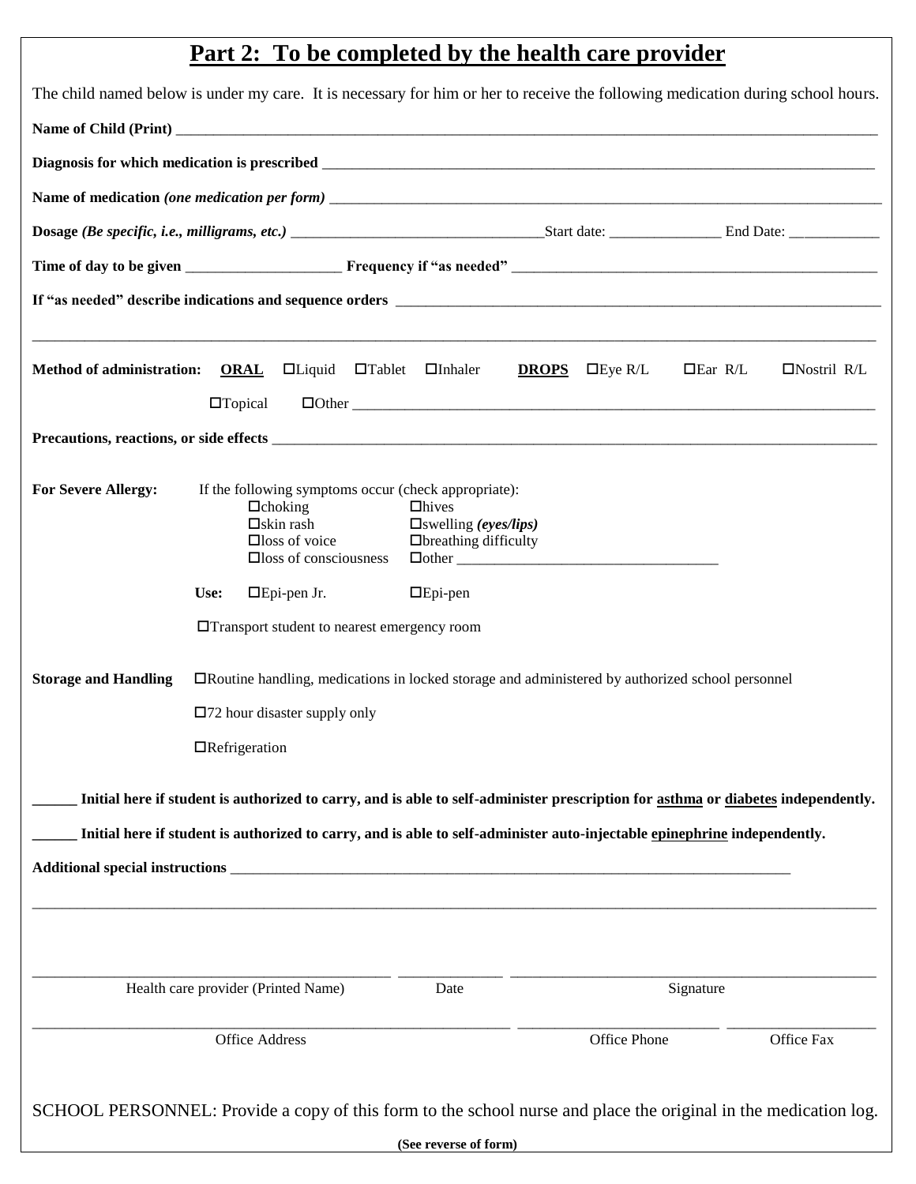# Part 2: To be completed by the health care provider

The child named below is under my care. It is necessary for him or her to receive the following medication during school hours.

**Name of Child (Print)** ____________________________________________________________________________________________

**Diagnosis for which medication is prescribed** ______________________________________________________________________________

**Name of medication** ***(one medication per form)*** __________________________________________________________________________

**Dosage** ***(Be specific, i.e., milligrams, etc.)*** _________________________________Start date: ______________ End Date: ___________

**Time of day to be given** ____________________ **Frequency if "as needed"** ______________________________________________

**If "as needed" describe indications and sequence orders** ______________________________________________________________

____________________________________________________________________________________________________________

**Method of administration:** **ORAL** ☐Liquid ☐Tablet ☐Inhaler **DROPS** ☐Eye R/L ☐Ear R/L ☐Nostril R/L

☐Topical ☐Other ______________________________________________________________________________

**Precautions, reactions, or side effects** _____________________________________________________________________________

**For Severe Allergy:** If the following symptoms occur (check appropriate):

☐choking ☐hives
☐skin rash ☐swelling ***(eyes/lips)***
☐loss of voice ☐breathing difficulty
☐loss of consciousness ☐other ________________________________

**Use:** ☐Epi-pen Jr. ☐Epi-pen

☐Transport student to nearest emergency room

**Storage and Handling** ☐Routine handling, medications in locked storage and administered by authorized school personnel

☐72 hour disaster supply only

☐Refrigeration

**______ Initial here if student is authorized to carry, and is able to self-administer prescription for asthma or diabetes independently.**

**______ Initial here if student is authorized to carry, and is able to self-administer auto-injectable epinephrine independently.**

**Additional special instructions** ___________________________________________________________________________

____________________________________________________________________________________________________________

________________________________________ ____________ ________________________________________
Health care provider (Printed Name) Date Signature

________________________________________________________ ______________________ ________________
Office Address Office Phone Office Fax

SCHOOL PERSONNEL: Provide a copy of this form to the school nurse and place the original in the medication log.

**(See reverse of form)**